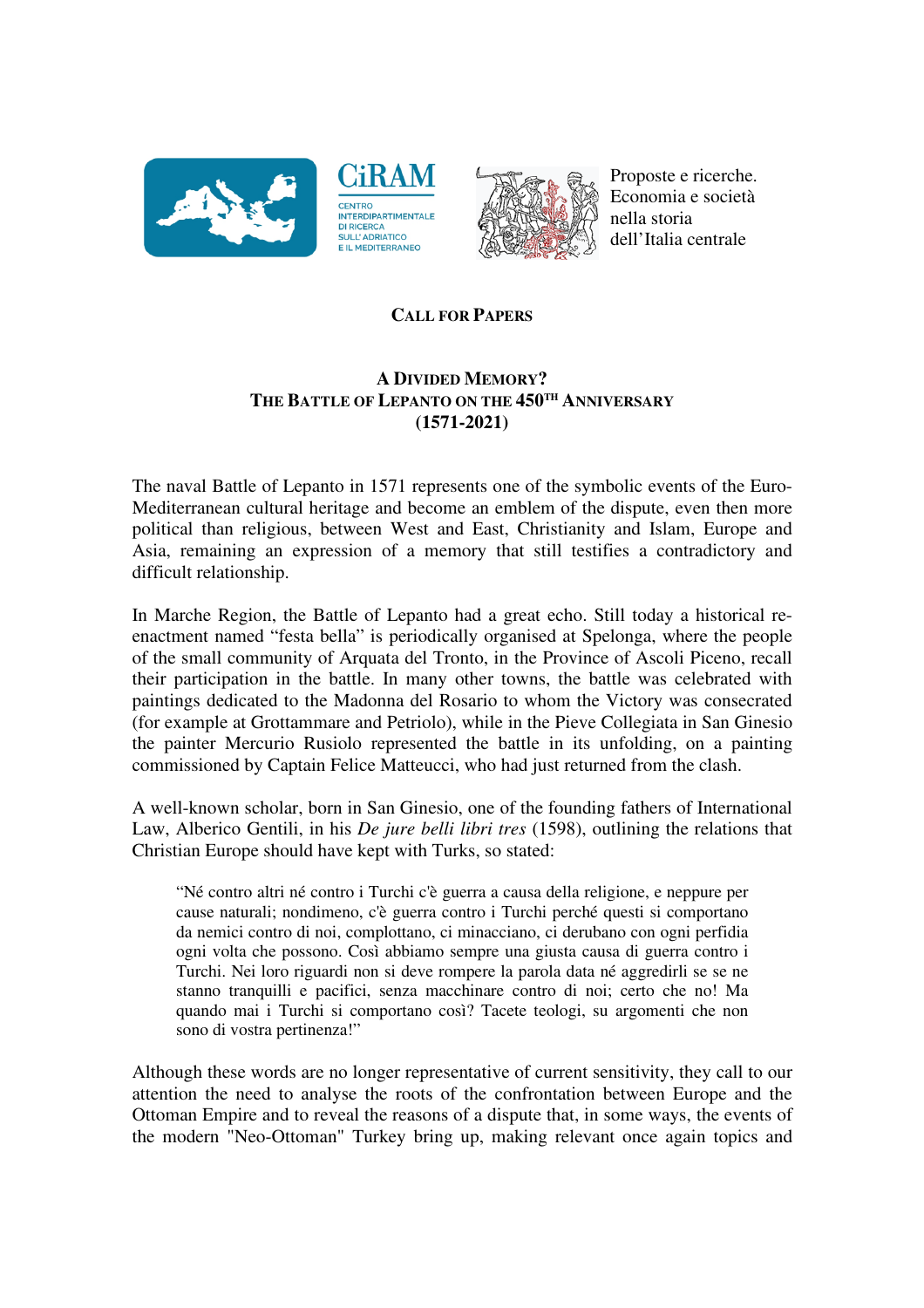CENTRO INTERDIPARTIMENTALE DI RICERCA SULL'ADRIATICO E IL MEDITERRANEO

Proposte e ricerche. Economia e società nella storia dell'Italia centrale

**CALL FOR PAPERS**

## A DIVIDED MEMORY? THE BATTLE OF LEPANTO ON THE 450TH ANNIVERSARY (1571-2021)

The naval Battle of Lepanto in 1571 represents one of the symbolic events of the Euro-Mediterranean cultural heritage and become an emblem of the dispute, even then more political than religious, between West and East, Christianity and Islam, Europe and Asia, remaining an expression of a memory that still testifies a contradictory and difficult relationship.

In Marche Region, the Battle of Lepanto had a great echo. Still today a historical re-enactment named "festa bella" is periodically organised at Spelonga, where the people of the small community of Arquata del Tronto, in the Province of Ascoli Piceno, recall their participation in the battle. In many other towns, the battle was celebrated with paintings dedicated to the Madonna del Rosario to whom the Victory was consecrated (for example at Grottammare and Petriolo), while in the Pieve Collegiata in San Ginesio the painter Mercurio Rusiolo represented the battle in its unfolding, on a painting commissioned by Captain Felice Matteucci, who had just returned from the clash.

A well-known scholar, born in San Ginesio, one of the founding fathers of International Law, Alberico Gentili, in his *De jure belli libri tres* (1598), outlining the relations that Christian Europe should have kept with Turks, so stated:

> "Né contro altri né contro i Turchi c'è guerra a causa della religione, e neppure per cause naturali; nondimeno, c'è guerra contro i Turchi perché questi si comportano da nemici contro di noi, complottano, ci minacciano, ci derubano con ogni perfidia ogni volta che possono. Così abbiamo sempre una giusta causa di guerra contro i Turchi. Nei loro riguardi non si deve rompere la parola data né aggredirli se se ne stanno tranquilli e pacifici, senza macchinare contro di noi; certo che no! Ma quando mai i Turchi si comportano così? Tacete teologi, su argomenti che non sono di vostra pertinenza!"

Although these words are no longer representative of current sensitivity, they call to our attention the need to analyse the roots of the confrontation between Europe and the Ottoman Empire and to reveal the reasons of a dispute that, in some ways, the events of the modern "Neo-Ottoman" Turkey bring up, making relevant once again topics and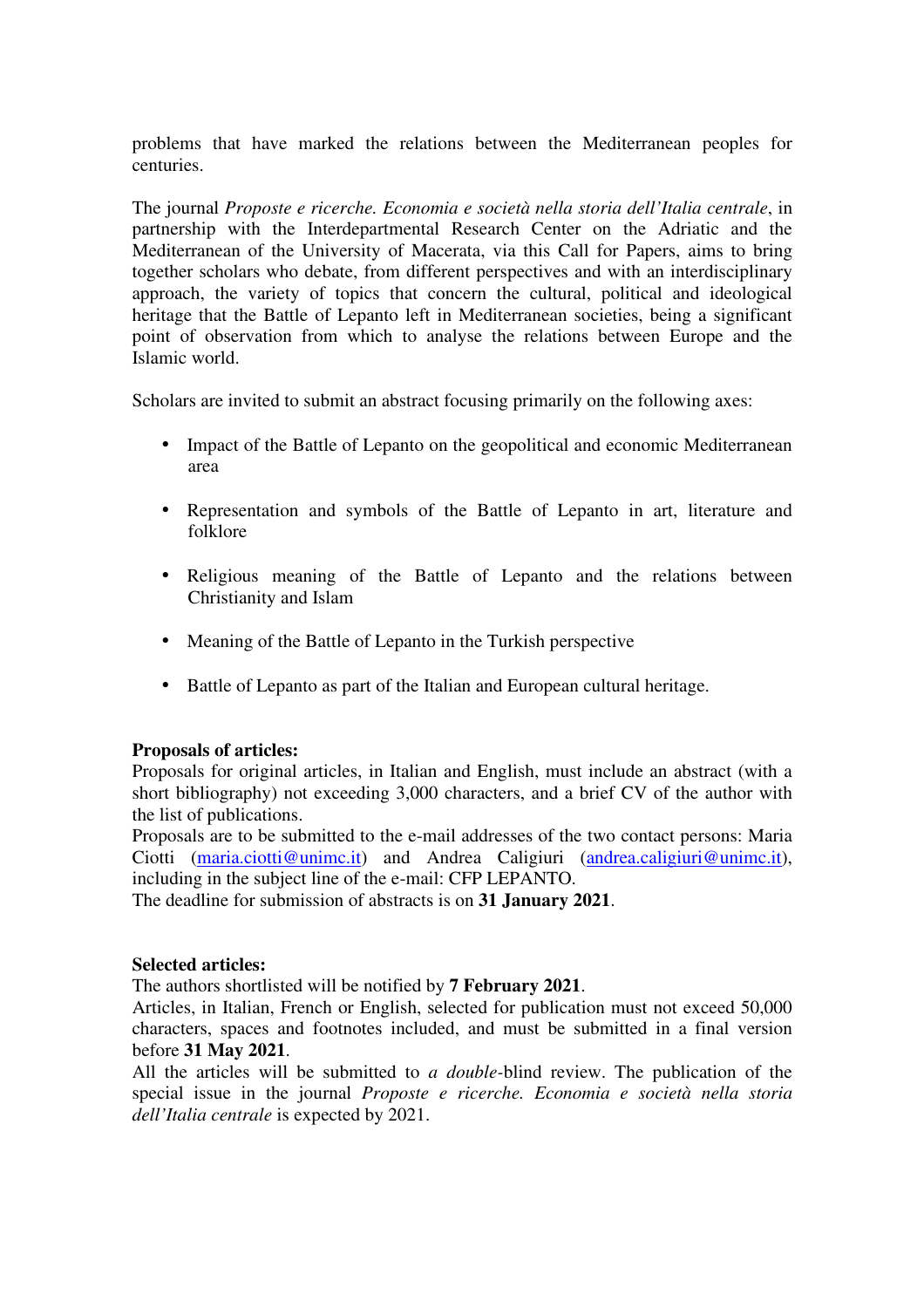problems that have marked the relations between the Mediterranean peoples for centuries.

The journal *Proposte e ricerche. Economia e società nella storia dell'Italia centrale*, in partnership with the Interdepartmental Research Center on the Adriatic and the Mediterranean of the University of Macerata, via this Call for Papers, aims to bring together scholars who debate, from different perspectives and with an interdisciplinary approach, the variety of topics that concern the cultural, political and ideological heritage that the Battle of Lepanto left in Mediterranean societies, being a significant point of observation from which to analyse the relations between Europe and the Islamic world.

Scholars are invited to submit an abstract focusing primarily on the following axes:

- Impact of the Battle of Lepanto on the geopolitical and economic Mediterranean area
- Representation and symbols of the Battle of Lepanto in art, literature and folklore
- Religious meaning of the Battle of Lepanto and the relations between Christianity and Islam
- Meaning of the Battle of Lepanto in the Turkish perspective
- Battle of Lepanto as part of the Italian and European cultural heritage.

**Proposals of articles:**
Proposals for original articles, in Italian and English, must include an abstract (with a short bibliography) not exceeding 3,000 characters, and a brief CV of the author with the list of publications.
Proposals are to be submitted to the e-mail addresses of the two contact persons: Maria Ciotti (maria.ciotti@unimc.it) and Andrea Caligiuri (andrea.caligiuri@unimc.it), including in the subject line of the e-mail: CFP LEPANTO.
The deadline for submission of abstracts is on **31 January 2021**.

**Selected articles:**
The authors shortlisted will be notified by **7 February 2021**.
Articles, in Italian, French or English, selected for publication must not exceed 50,000 characters, spaces and footnotes included, and must be submitted in a final version before **31 May 2021**.
All the articles will be submitted to *a double*-blind review. The publication of the special issue in the journal *Proposte e ricerche. Economia e società nella storia dell'Italia centrale* is expected by 2021.